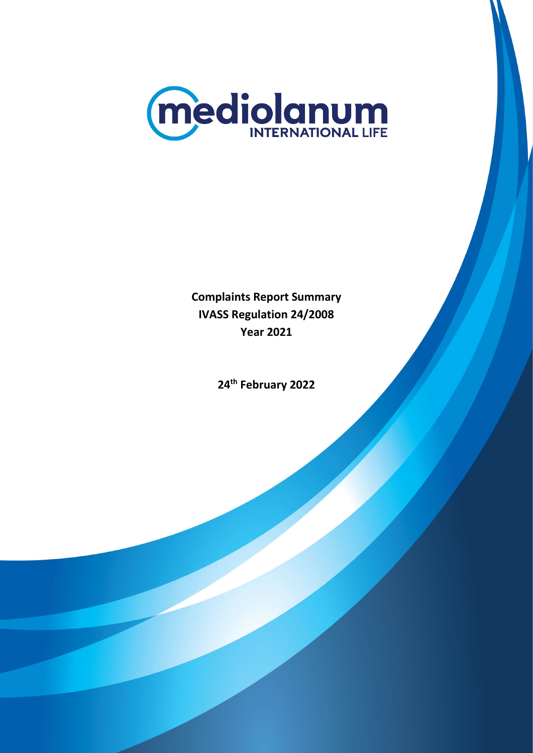mediolanum INTERNATIONAL LIFE

**Complaints Report Summary**
**IVASS Regulation 24/2008**
**Year 2021**

**24th February 2022**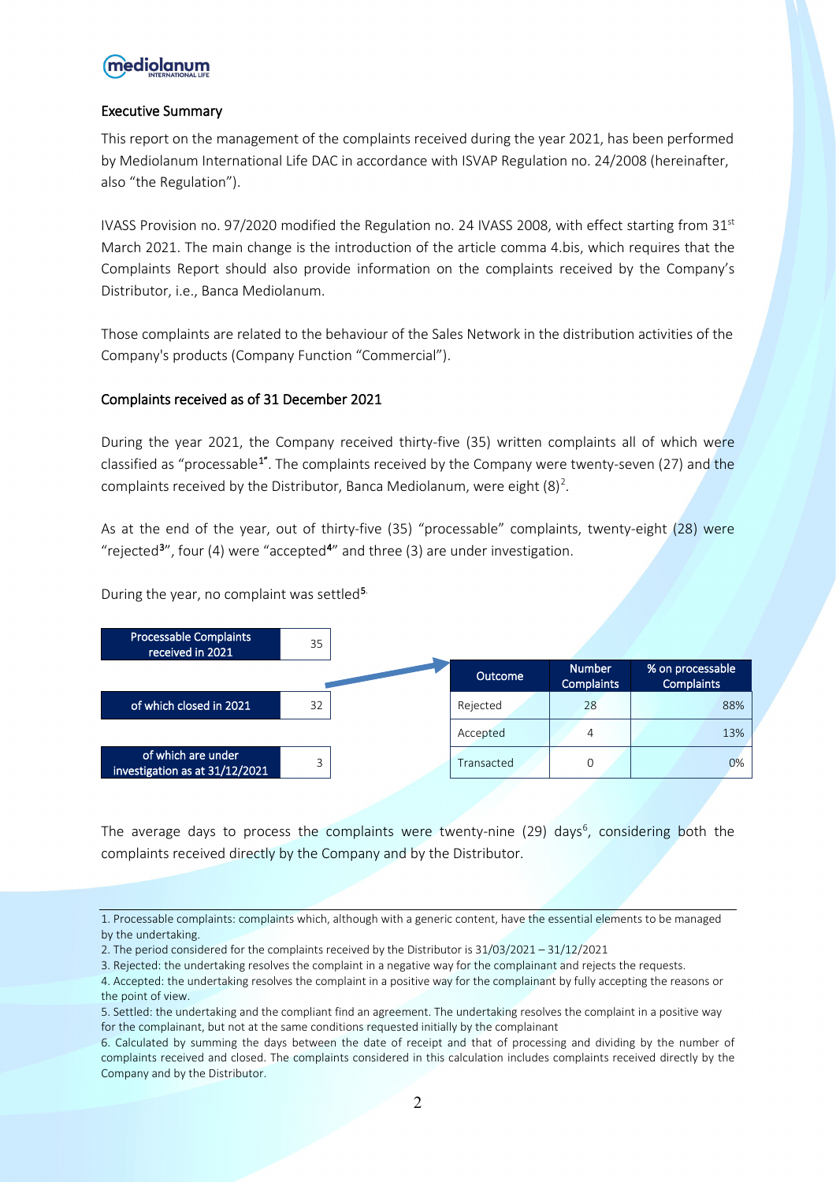## Executive Summary

This report on the management of the complaints received during the year 2021, has been performed by Mediolanum International Life DAC in accordance with ISVAP Regulation no. 24/2008 (hereinafter, also "the Regulation").

IVASS Provision no. 97/2020 modified the Regulation no. 24 IVASS 2008, with effect starting from 31st March 2021. The main change is the introduction of the article comma 4.bis, which requires that the Complaints Report should also provide information on the complaints received by the Company's Distributor, i.e., Banca Mediolanum.

Those complaints are related to the behaviour of the Sales Network in the distribution activities of the Company's products (Company Function "Commercial").

## Complaints received as of 31 December 2021

During the year 2021, the Company received thirty-five (35) written complaints all of which were classified as "processable[1]". The complaints received by the Company were twenty-seven (27) and the complaints received by the Distributor, Banca Mediolanum, were eight (8)[2].

As at the end of the year, out of thirty-five (35) "processable" complaints, twenty-eight (28) were "rejected[3]", four (4) were "accepted[4]" and three (3) are under investigation.

During the year, no complaint was settled[5].

| Processable Complaints received in 2021 | 35 |
|---|---|
| of which closed in 2021 | 32 |
| of which are under investigation as at 31/12/2021 | 3 |

| Outcome | Number Complaints | % on processable Complaints |
|---|---|---|
| Rejected | 28 | 88% |
| Accepted | 4 | 13% |
| Transacted | 0 | 0% |

The average days to process the complaints were twenty-nine (29) days[6], considering both the complaints received directly by the Company and by the Distributor.

---

1. Processable complaints: complaints which, although with a generic content, have the essential elements to be managed by the undertaking.
2. The period considered for the complaints received by the Distributor is 31/03/2021 – 31/12/2021
3. Rejected: the undertaking resolves the complaint in a negative way for the complainant and rejects the requests.
4. Accepted: the undertaking resolves the complaint in a positive way for the complainant by fully accepting the reasons or the point of view.
5. Settled: the undertaking and the compliant find an agreement. The undertaking resolves the complaint in a positive way for the complainant, but not at the same conditions requested initially by the complainant
6. Calculated by summing the days between the date of receipt and that of processing and dividing by the number of complaints received and closed. The complaints considered in this calculation includes complaints received directly by the Company and by the Distributor.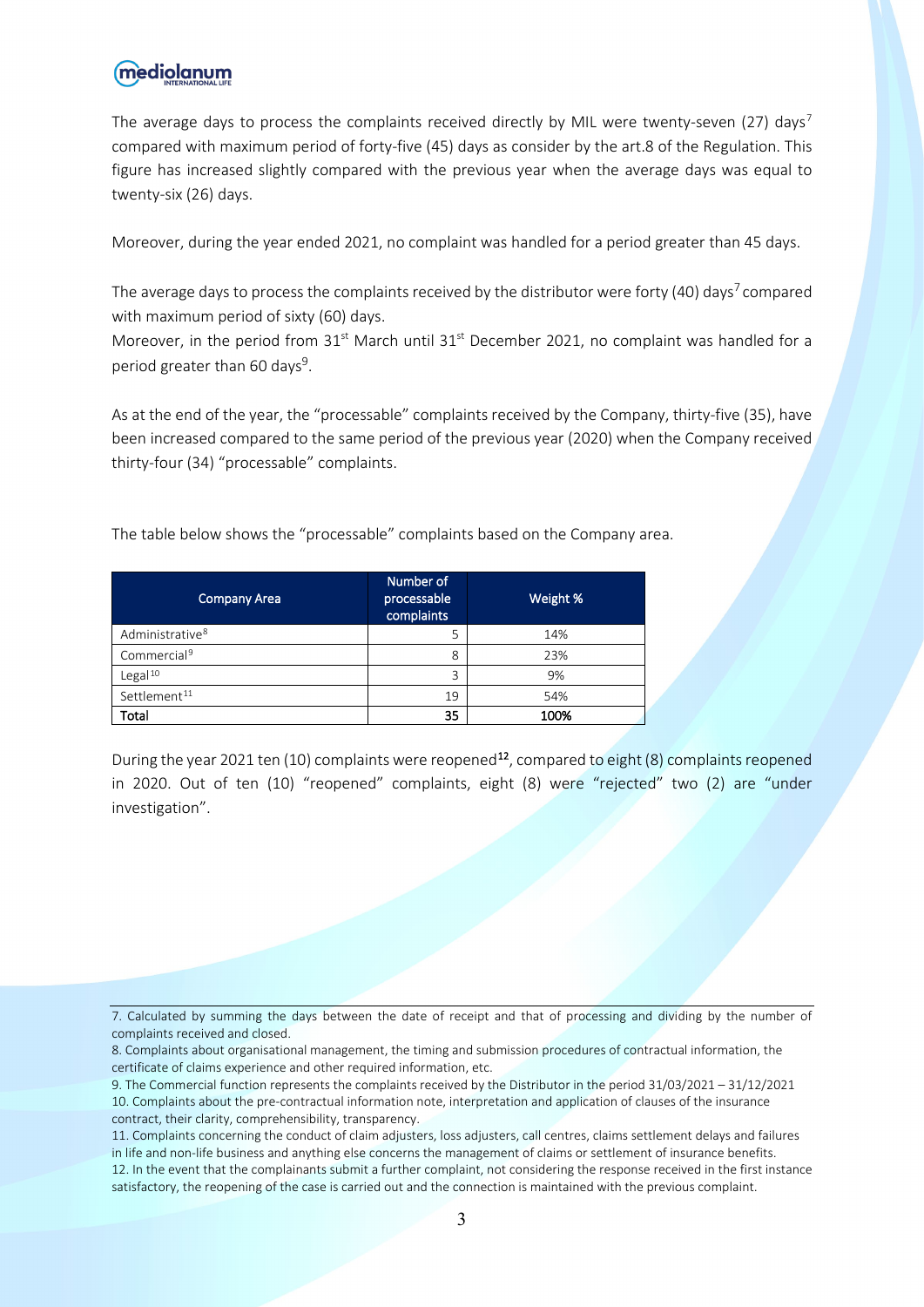The average days to process the complaints received directly by MIL were twenty-seven (27) days[7] compared with maximum period of forty-five (45) days as consider by the art.8 of the Regulation. This figure has increased slightly compared with the previous year when the average days was equal to twenty-six (26) days.

Moreover, during the year ended 2021, no complaint was handled for a period greater than 45 days.

The average days to process the complaints received by the distributor were forty (40) days[7] compared with maximum period of sixty (60) days.
Moreover, in the period from 31st March until 31st December 2021, no complaint was handled for a period greater than 60 days[9].

As at the end of the year, the "processable" complaints received by the Company, thirty-five (35), have been increased compared to the same period of the previous year (2020) when the Company received thirty-four (34) "processable" complaints.

The table below shows the "processable" complaints based on the Company area.

| Company Area | Number of processable complaints | Weight % |
|---|---|---|
| Administrative[8] | 5 | 14% |
| Commercial[9] | 8 | 23% |
| Legal[10] | 3 | 9% |
| Settlement[11] | 19 | 54% |
| **Total** | **35** | **100%** |

During the year 2021 ten (10) complaints were reopened[12], compared to eight (8) complaints reopened in 2020. Out of ten (10) "reopened" complaints, eight (8) were "rejected" two (2) are "under investigation".

---

7. Calculated by summing the days between the date of receipt and that of processing and dividing by the number of complaints received and closed.
8. Complaints about organisational management, the timing and submission procedures of contractual information, the certificate of claims experience and other required information, etc.
9. The Commercial function represents the complaints received by the Distributor in the period 31/03/2021 – 31/12/2021
10. Complaints about the pre-contractual information note, interpretation and application of clauses of the insurance contract, their clarity, comprehensibility, transparency.
11. Complaints concerning the conduct of claim adjusters, loss adjusters, call centres, claims settlement delays and failures in life and non-life business and anything else concerns the management of claims or settlement of insurance benefits.
12. In the event that the complainants submit a further complaint, not considering the response received in the first instance satisfactory, the reopening of the case is carried out and the connection is maintained with the previous complaint.